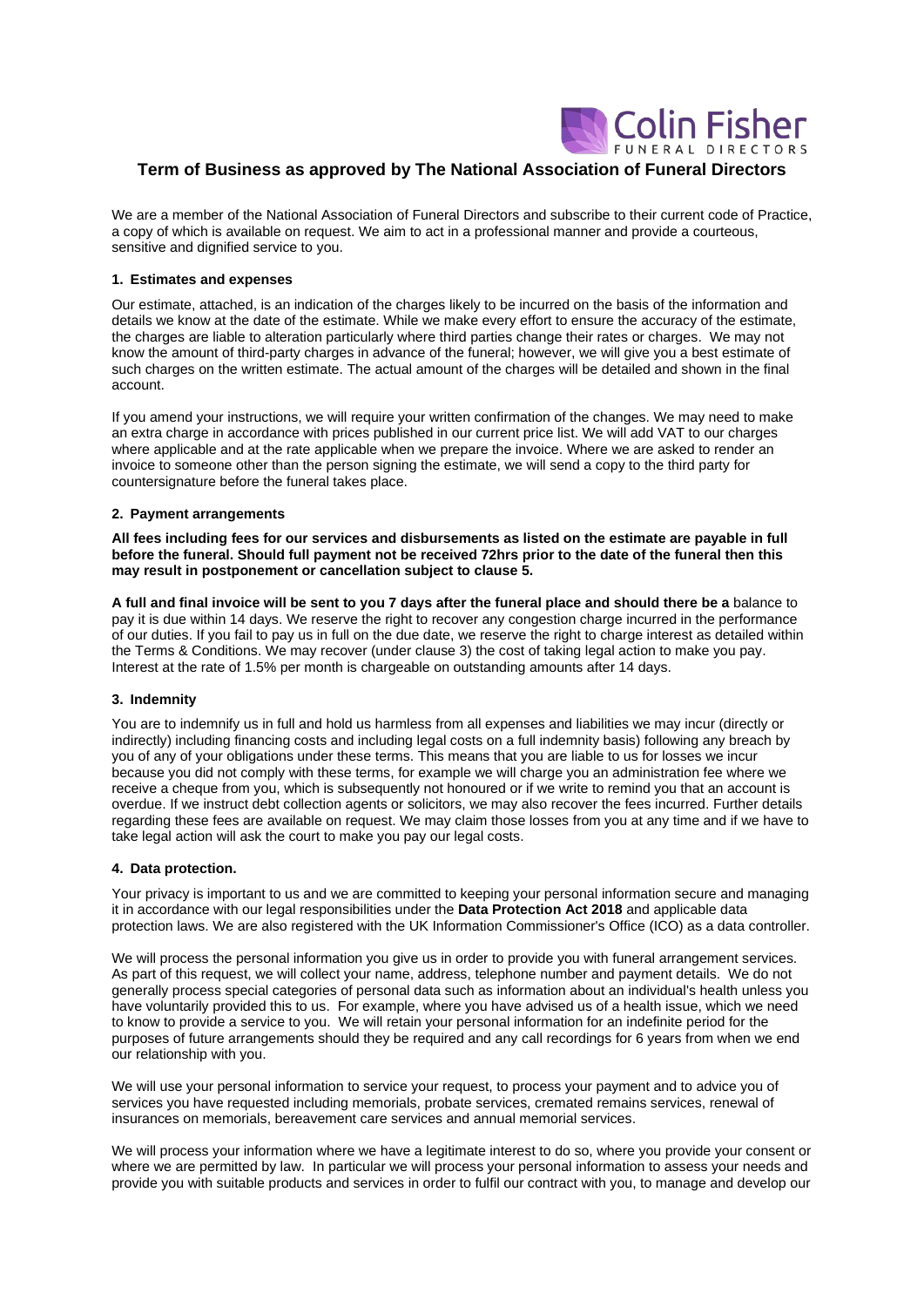# Term of Business as approved by The National Association of Funeral Directors

We are a member of the National Association of Funeral Directors and subscribe to their current code of Practice, a copy of which is available on request. We aim to act in a professional manner and provide a courteous, sensitive and dignified service to you.

### 1. Estimates and expenses

Our estimate, attached, is an indication of the charges likely to be incurred on the basis of the information and details we know at the date of the estimate. While we make every effort to ensure the accuracy of the estimate, the charges are liable to alteration particularly where third parties change their rates or charges. We may not know the amount of third-party charges in advance of the funeral; however, we will give you a best estimate of such charges on the written estimate. The actual amount of the charges will be detailed and shown in the final account.

If you amend your instructions, we will require your written confirmation of the changes. We may need to make an extra charge in accordance with prices published in our current price list. We will add VAT to our charges where applicable and at the rate applicable when we prepare the invoice. Where we are asked to render an invoice to someone other than the person signing the estimate, we will send a copy to the third party for countersignature before the funeral takes place.

### 2. Payment arrangements

**All fees including fees for our services and disbursements as listed on the estimate are payable in full before the funeral. Should full payment not be received 72hrs prior to the date of the funeral then this may result in postponement or cancellation subject to clause 5.**

**A full and final invoice will be sent to you 7 days after the funeral place and should there be a** balance to pay it is due within 14 days. We reserve the right to recover any congestion charge incurred in the performance of our duties. If you fail to pay us in full on the due date, we reserve the right to charge interest as detailed within the Terms & Conditions. We may recover (under clause 3) the cost of taking legal action to make you pay. Interest at the rate of 1.5% per month is chargeable on outstanding amounts after 14 days.

### 3. Indemnity

You are to indemnify us in full and hold us harmless from all expenses and liabilities we may incur (directly or indirectly) including financing costs and including legal costs on a full indemnity basis) following any breach by you of any of your obligations under these terms. This means that you are liable to us for losses we incur because you did not comply with these terms, for example we will charge you an administration fee where we receive a cheque from you, which is subsequently not honoured or if we write to remind you that an account is overdue. If we instruct debt collection agents or solicitors, we may also recover the fees incurred. Further details regarding these fees are available on request. We may claim those losses from you at any time and if we have to take legal action will ask the court to make you pay our legal costs.

### 4. Data protection.

Your privacy is important to us and we are committed to keeping your personal information secure and managing it in accordance with our legal responsibilities under the **Data Protection Act 2018** and applicable data protection laws. We are also registered with the UK Information Commissioner's Office (ICO) as a data controller.

We will process the personal information you give us in order to provide you with funeral arrangement services. As part of this request, we will collect your name, address, telephone number and payment details. We do not generally process special categories of personal data such as information about an individual's health unless you have voluntarily provided this to us. For example, where you have advised us of a health issue, which we need to know to provide a service to you. We will retain your personal information for an indefinite period for the purposes of future arrangements should they be required and any call recordings for 6 years from when we end our relationship with you.

We will use your personal information to service your request, to process your payment and to advice you of services you have requested including memorials, probate services, cremated remains services, renewal of insurances on memorials, bereavement care services and annual memorial services.

We will process your information where we have a legitimate interest to do so, where you provide your consent or where we are permitted by law. In particular we will process your personal information to assess your needs and provide you with suitable products and services in order to fulfil our contract with you, to manage and develop our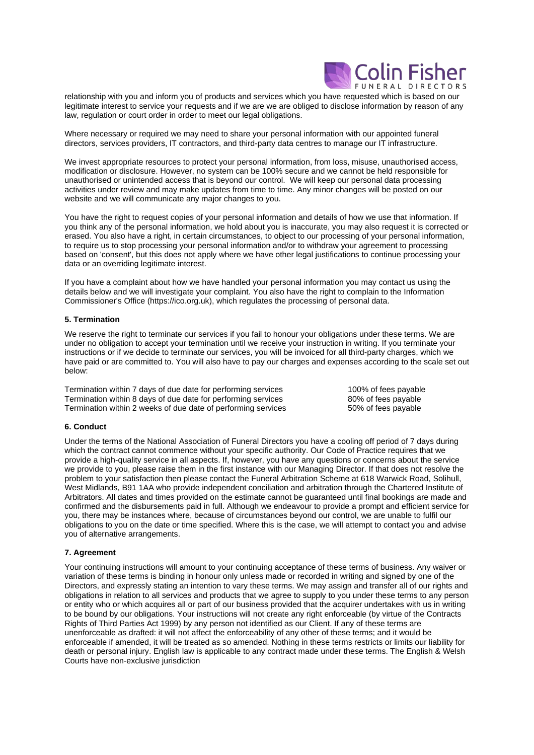relationship with you and inform you of products and services which you have requested which is based on our legitimate interest to service your requests and if we are we are obliged to disclose information by reason of any law, regulation or court order in order to meet our legal obligations.

Where necessary or required we may need to share your personal information with our appointed funeral directors, services providers, IT contractors, and third-party data centres to manage our IT infrastructure.

We invest appropriate resources to protect your personal information, from loss, misuse, unauthorised access, modification or disclosure. However, no system can be 100% secure and we cannot be held responsible for unauthorised or unintended access that is beyond our control. We will keep our personal data processing activities under review and may make updates from time to time. Any minor changes will be posted on our website and we will communicate any major changes to you.

You have the right to request copies of your personal information and details of how we use that information. If you think any of the personal information, we hold about you is inaccurate, you may also request it is corrected or erased. You also have a right, in certain circumstances, to object to our processing of your personal information, to require us to stop processing your personal information and/or to withdraw your agreement to processing based on 'consent', but this does not apply where we have other legal justifications to continue processing your data or an overriding legitimate interest.

If you have a complaint about how we have handled your personal information you may contact us using the details below and we will investigate your complaint. You also have the right to complain to the Information Commissioner's Office (https://ico.org.uk), which regulates the processing of personal data.

**5. Termination**

We reserve the right to terminate our services if you fail to honour your obligations under these terms. We are under no obligation to accept your termination until we receive your instruction in writing. If you terminate your instructions or if we decide to terminate our services, you will be invoiced for all third-party charges, which we have paid or are committed to. You will also have to pay our charges and expenses according to the scale set out below:

| | |
|---|---|
| Termination within 7 days of due date for performing services | 100% of fees payable |
| Termination within 8 days of due date for performing services | 80% of fees payable |
| Termination within 2 weeks of due date of performing services | 50% of fees payable |

**6. Conduct**

Under the terms of the National Association of Funeral Directors you have a cooling off period of 7 days during which the contract cannot commence without your specific authority. Our Code of Practice requires that we provide a high-quality service in all aspects. If, however, you have any questions or concerns about the service we provide to you, please raise them in the first instance with our Managing Director. If that does not resolve the problem to your satisfaction then please contact the Funeral Arbitration Scheme at 618 Warwick Road, Solihull, West Midlands, B91 1AA who provide independent conciliation and arbitration through the Chartered Institute of Arbitrators. All dates and times provided on the estimate cannot be guaranteed until final bookings are made and confirmed and the disbursements paid in full. Although we endeavour to provide a prompt and efficient service for you, there may be instances where, because of circumstances beyond our control, we are unable to fulfil our obligations to you on the date or time specified. Where this is the case, we will attempt to contact you and advise you of alternative arrangements.

**7. Agreement**

Your continuing instructions will amount to your continuing acceptance of these terms of business. Any waiver or variation of these terms is binding in honour only unless made or recorded in writing and signed by one of the Directors, and expressly stating an intention to vary these terms. We may assign and transfer all of our rights and obligations in relation to all services and products that we agree to supply to you under these terms to any person or entity who or which acquires all or part of our business provided that the acquirer undertakes with us in writing to be bound by our obligations. Your instructions will not create any right enforceable (by virtue of the Contracts Rights of Third Parties Act 1999) by any person not identified as our Client. If any of these terms are unenforceable as drafted: it will not affect the enforceability of any other of these terms; and it would be enforceable if amended, it will be treated as so amended. Nothing in these terms restricts or limits our liability for death or personal injury. English law is applicable to any contract made under these terms. The English & Welsh Courts have non-exclusive jurisdiction